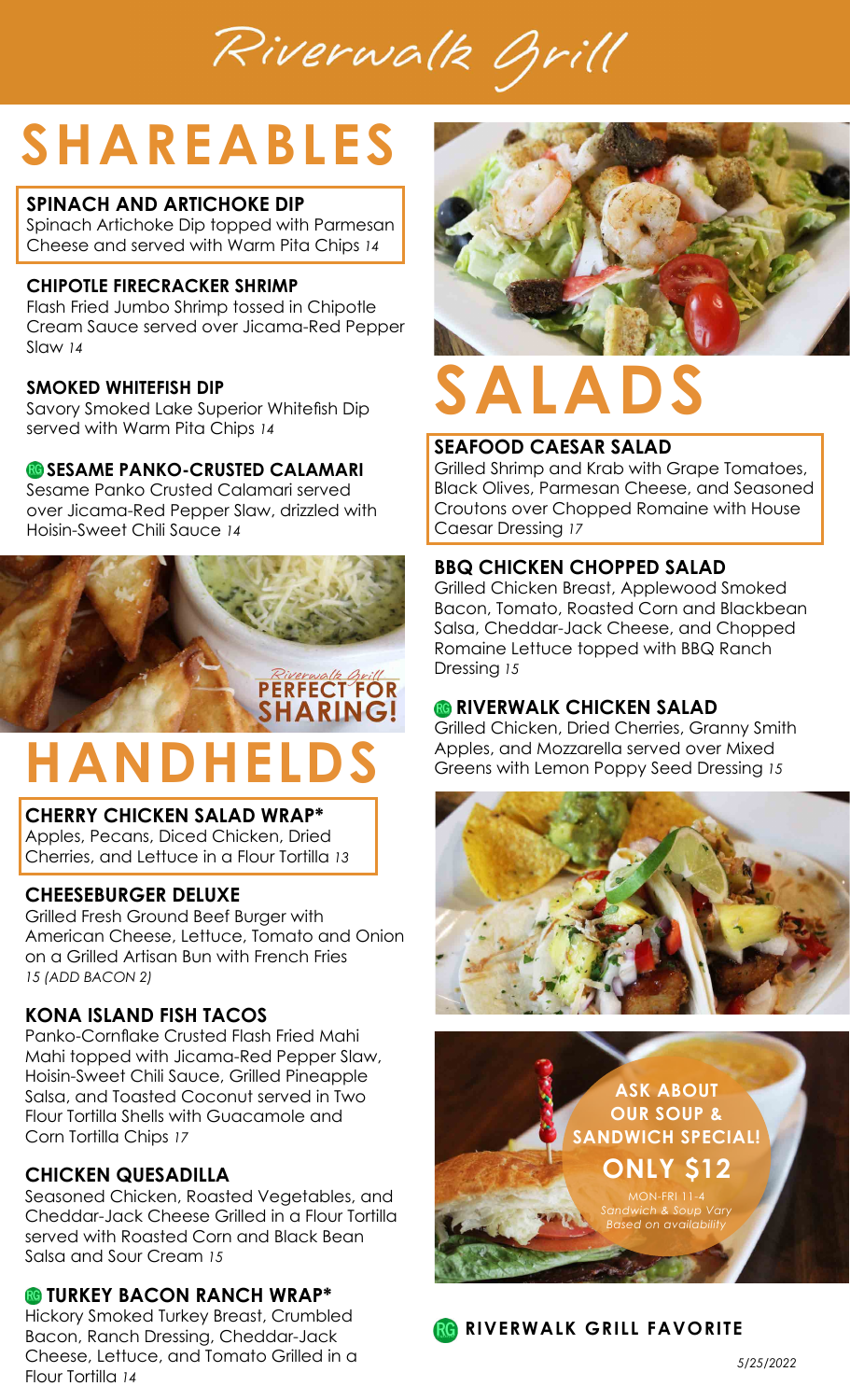# Riverwalk Grill

## SHAREABLES

**SPINACH AND ARTICHOKE DIP**
Spinach Artichoke Dip topped with Parmesan Cheese and served with Warm Pita Chips *14*

**CHIPOTLE FIRECRACKER SHRIMP**
Flash Fried Jumbo Shrimp tossed in Chipotle Cream Sauce served over Jicama-Red Pepper Slaw *14*

**SMOKED WHITEFISH DIP**
Savory Smoked Lake Superior Whitefish Dip served with Warm Pita Chips *14*

**RG SESAME PANKO-CRUSTED CALAMARI**
Sesame Panko Crusted Calamari served over Jicama-Red Pepper Slaw, drizzled with Hoisin-Sweet Chili Sauce *14*

Riverwalk Grill **PERFECT FOR SHARING!**

## HANDHELDS

**CHERRY CHICKEN SALAD WRAP***
Apples, Pecans, Diced Chicken, Dried Cherries, and Lettuce in a Flour Tortilla *13*

**CHEESEBURGER DELUXE**
Grilled Fresh Ground Beef Burger with American Cheese, Lettuce, Tomato and Onion on a Grilled Artisan Bun with French Fries
*15 (ADD BACON 2)*

**KONA ISLAND FISH TACOS**
Panko-Cornflake Crusted Flash Fried Mahi Mahi topped with Jicama-Red Pepper Slaw, Hoisin-Sweet Chili Sauce, Grilled Pineapple Salsa, and Toasted Coconut served in Two Flour Tortilla Shells with Guacamole and Corn Tortilla Chips *17*

**CHICKEN QUESADILLA**
Seasoned Chicken, Roasted Vegetables, and Cheddar-Jack Cheese Grilled in a Flour Tortilla served with Roasted Corn and Black Bean Salsa and Sour Cream *15*

**RG TURKEY BACON RANCH WRAP***
Hickory Smoked Turkey Breast, Crumbled Bacon, Ranch Dressing, Cheddar-Jack Cheese, Lettuce, and Tomato Grilled in a Flour Tortilla *14*

## SALADS

**SEAFOOD CAESAR SALAD**
Grilled Shrimp and Krab with Grape Tomatoes, Black Olives, Parmesan Cheese, and Seasoned Croutons over Chopped Romaine with House Caesar Dressing *17*

**BBQ CHICKEN CHOPPED SALAD**
Grilled Chicken Breast, Applewood Smoked Bacon, Tomato, Roasted Corn and Blackbean Salsa, Cheddar-Jack Cheese, and Chopped Romaine Lettuce topped with BBQ Ranch Dressing *15*

**RG RIVERWALK CHICKEN SALAD**
Grilled Chicken, Dried Cherries, Granny Smith Apples, and Mozzarella served over Mixed Greens with Lemon Poppy Seed Dressing *15*

**ASK ABOUT OUR SOUP & SANDWICH SPECIAL!**
**ONLY $12**
MON-FRI 11-4
*Sandwich & Soup Vary Based on availability*

**RG RIVERWALK GRILL FAVORITE**

*5/25/2022*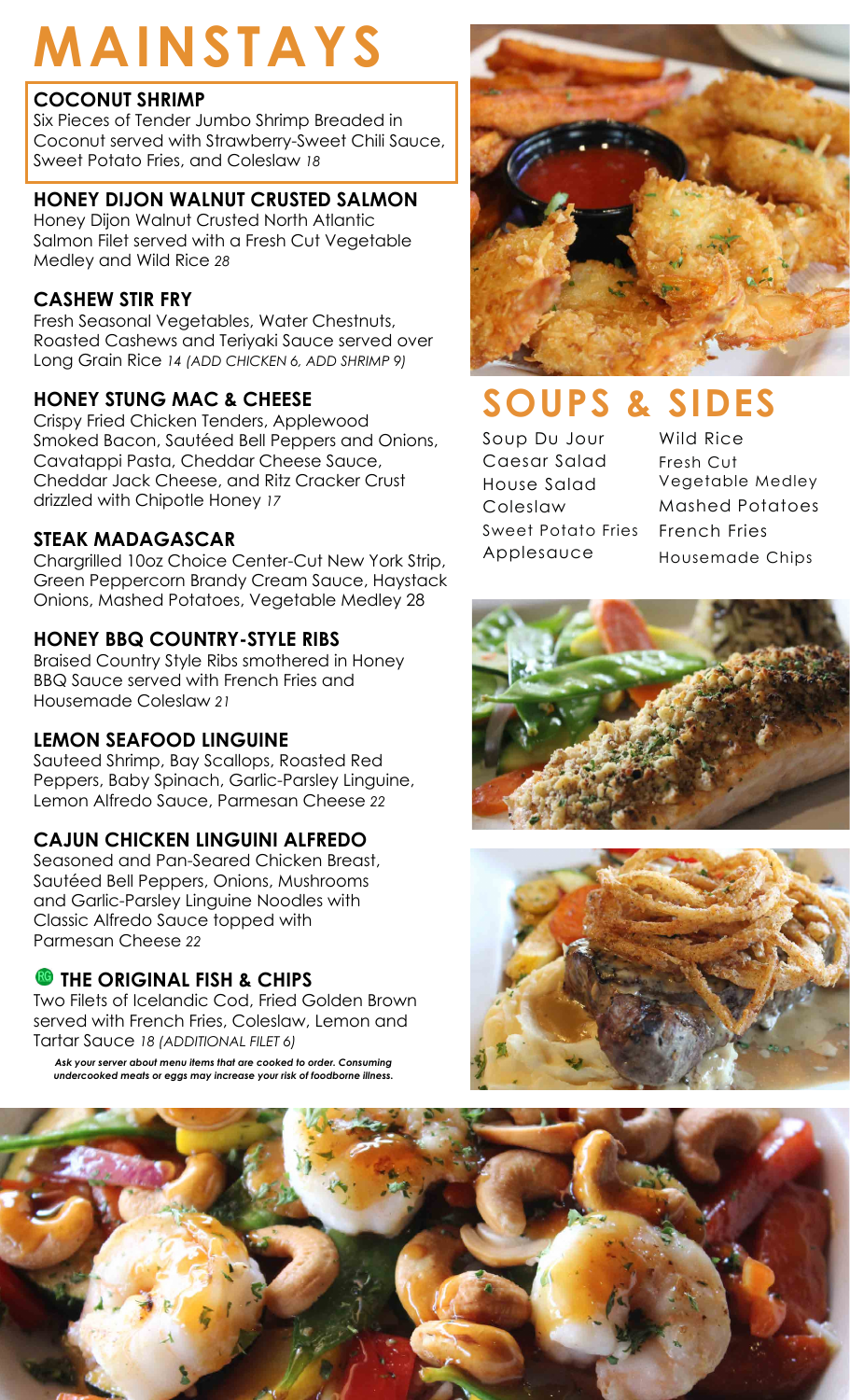# MAINSTAYS

### COCONUT SHRIMP

Six Pieces of Tender Jumbo Shrimp Breaded in Coconut served with Strawberry-Sweet Chili Sauce, Sweet Potato Fries, and Coleslaw *18*

### HONEY DIJON WALNUT CRUSTED SALMON

Honey Dijon Walnut Crusted North Atlantic Salmon Filet served with a Fresh Cut Vegetable Medley and Wild Rice *28*

### CASHEW STIR FRY

Fresh Seasonal Vegetables, Water Chestnuts, Roasted Cashews and Teriyaki Sauce served over Long Grain Rice *14 (ADD CHICKEN 6, ADD SHRIMP 9)*

### HONEY STUNG MAC & CHEESE

Crispy Fried Chicken Tenders, Applewood Smoked Bacon, Sautéed Bell Peppers and Onions, Cavatappi Pasta, Cheddar Cheese Sauce, Cheddar Jack Cheese, and Ritz Cracker Crust drizzled with Chipotle Honey *17*

### STEAK MADAGASCAR

Chargrilled 10oz Choice Center-Cut New York Strip, Green Peppercorn Brandy Cream Sauce, Haystack Onions, Mashed Potatoes, Vegetable Medley 28

### HONEY BBQ COUNTRY-STYLE RIBS

Braised Country Style Ribs smothered in Honey BBQ Sauce served with French Fries and Housemade Coleslaw *21*

### LEMON SEAFOOD LINGUINE

Sauteed Shrimp, Bay Scallops, Roasted Red Peppers, Baby Spinach, Garlic-Parsley Linguine, Lemon Alfredo Sauce, Parmesan Cheese *22*

### CAJUN CHICKEN LINGUINI ALFREDO

Seasoned and Pan-Seared Chicken Breast, Sautéed Bell Peppers, Onions, Mushrooms and Garlic-Parsley Linguine Noodles with Classic Alfredo Sauce topped with Parmesan Cheese *22*

### RG THE ORIGINAL FISH & CHIPS

Two Filets of Icelandic Cod, Fried Golden Brown served with French Fries, Coleslaw, Lemon and Tartar Sauce *18 (ADDITIONAL FILET 6)*

***Ask your server about menu items that are cooked to order. Consuming undercooked meats or eggs may increase your risk of foodborne illness.***

# SOUPS & SIDES

- Soup Du Jour
- Caesar Salad
- House Salad
- Coleslaw
- Sweet Potato Fries
- Applesauce
- Wild Rice
- Fresh Cut Vegetable Medley
- Mashed Potatoes
- French Fries
- Housemade Chips